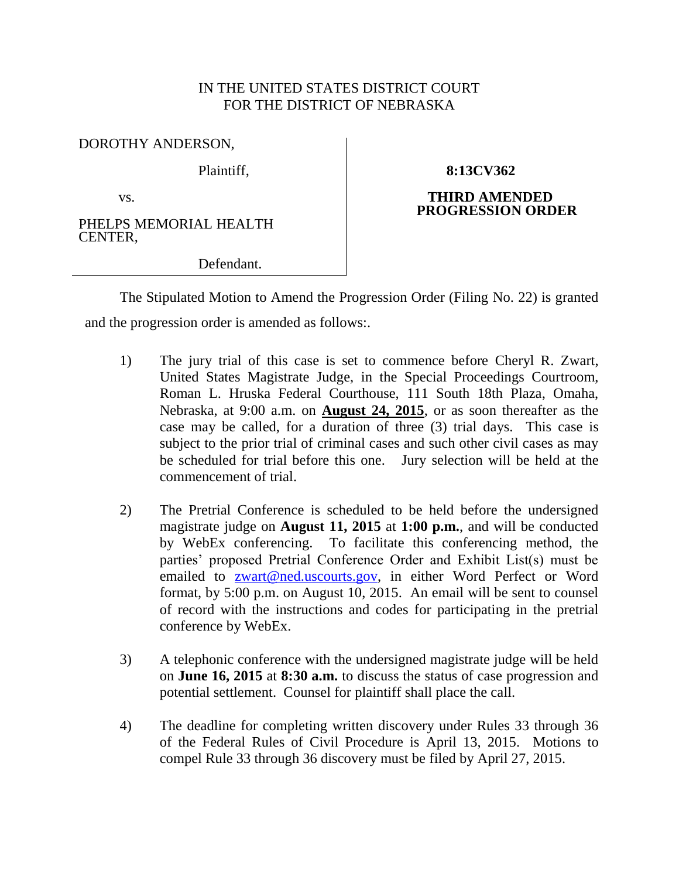IN THE UNITED STATES DISTRICT COURT
FOR THE DISTRICT OF NEBRASKA

DOROTHY ANDERSON,

Plaintiff,

vs.

PHELPS MEMORIAL HEALTH CENTER,

Defendant.

**8:13CV362**

**THIRD AMENDED PROGRESSION ORDER**

The Stipulated Motion to Amend the Progression Order (Filing No. 22) is granted and the progression order is amended as follows:.

1) The jury trial of this case is set to commence before Cheryl R. Zwart, United States Magistrate Judge, in the Special Proceedings Courtroom, Roman L. Hruska Federal Courthouse, 111 South 18th Plaza, Omaha, Nebraska, at 9:00 a.m. on **August 24, 2015**, or as soon thereafter as the case may be called, for a duration of three (3) trial days. This case is subject to the prior trial of criminal cases and such other civil cases as may be scheduled for trial before this one. Jury selection will be held at the commencement of trial.

2) The Pretrial Conference is scheduled to be held before the undersigned magistrate judge on **August 11, 2015** at **1:00 p.m.**, and will be conducted by WebEx conferencing. To facilitate this conferencing method, the parties' proposed Pretrial Conference Order and Exhibit List(s) must be emailed to zwart@ned.uscourts.gov, in either Word Perfect or Word format, by 5:00 p.m. on August 10, 2015. An email will be sent to counsel of record with the instructions and codes for participating in the pretrial conference by WebEx.

3) A telephonic conference with the undersigned magistrate judge will be held on **June 16, 2015** at **8:30 a.m.** to discuss the status of case progression and potential settlement. Counsel for plaintiff shall place the call.

4) The deadline for completing written discovery under Rules 33 through 36 of the Federal Rules of Civil Procedure is April 13, 2015. Motions to compel Rule 33 through 36 discovery must be filed by April 27, 2015.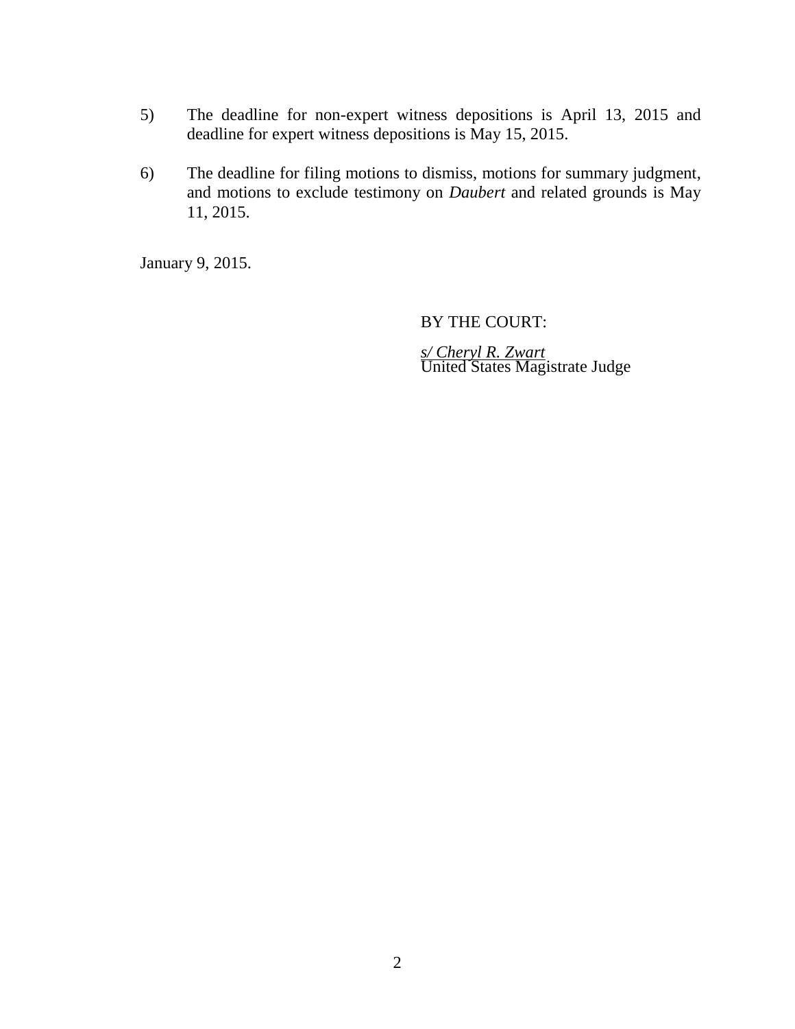5) The deadline for non-expert witness depositions is April 13, 2015 and deadline for expert witness depositions is May 15, 2015.

6) The deadline for filing motions to dismiss, motions for summary judgment, and motions to exclude testimony on *Daubert* and related grounds is May 11, 2015.

January 9, 2015.

BY THE COURT:

*s/ Cheryl R. Zwart*
United States Magistrate Judge